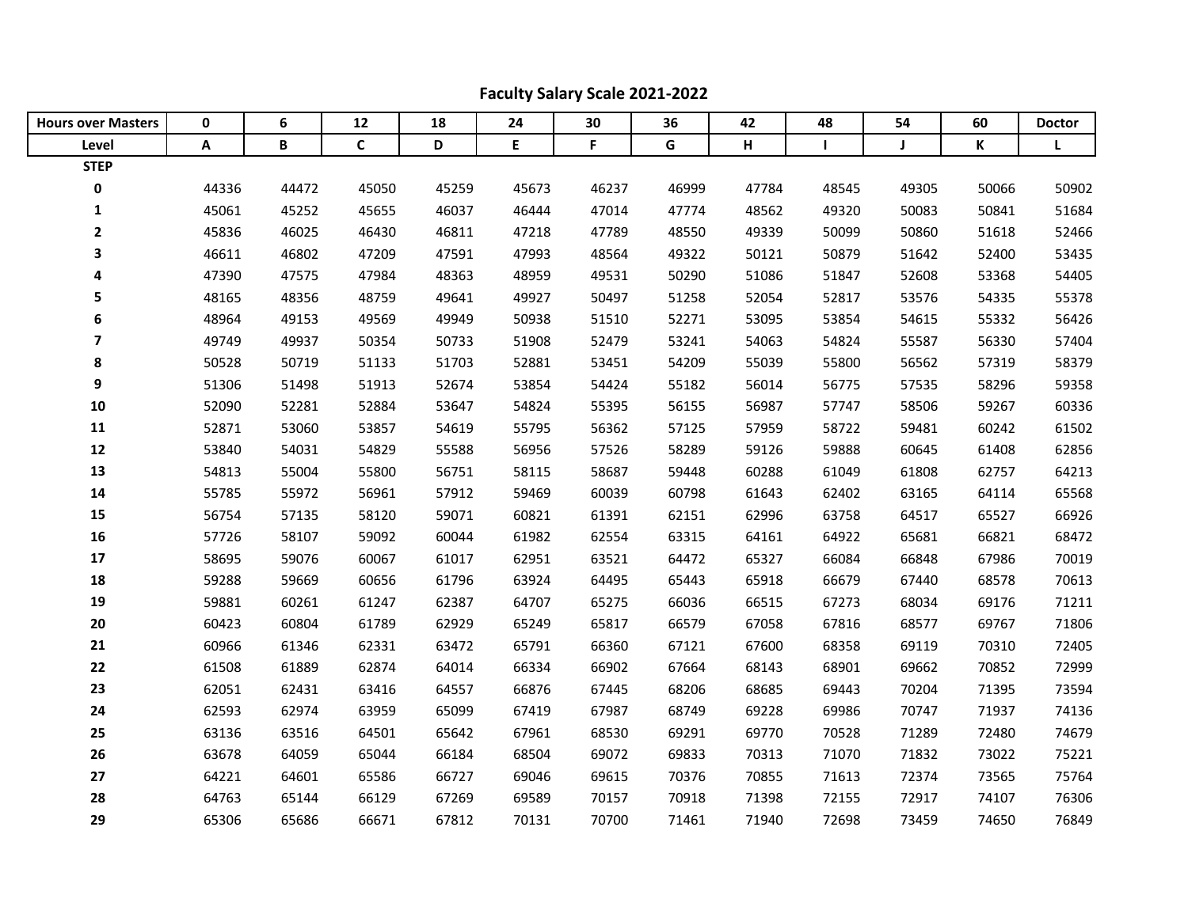## Faculty Salary Scale 2021-2022

| Hours over Masters | 0 | 6 | 12 | 18 | 24 | 30 | 36 | 42 | 48 | 54 | 60 | Doctor |
|---|---|---|---|---|---|---|---|---|---|---|---|---|
| Level | A | B | C | D | E | F | G | H | I | J | K | L |
| STEP | | | | | | | | | | | | |
| 0 | 44336 | 44472 | 45050 | 45259 | 45673 | 46237 | 46999 | 47784 | 48545 | 49305 | 50066 | 50902 |
| 1 | 45061 | 45252 | 45655 | 46037 | 46444 | 47014 | 47774 | 48562 | 49320 | 50083 | 50841 | 51684 |
| 2 | 45836 | 46025 | 46430 | 46811 | 47218 | 47789 | 48550 | 49339 | 50099 | 50860 | 51618 | 52466 |
| 3 | 46611 | 46802 | 47209 | 47591 | 47993 | 48564 | 49322 | 50121 | 50879 | 51642 | 52400 | 53435 |
| 4 | 47390 | 47575 | 47984 | 48363 | 48959 | 49531 | 50290 | 51086 | 51847 | 52608 | 53368 | 54405 |
| 5 | 48165 | 48356 | 48759 | 49641 | 49927 | 50497 | 51258 | 52054 | 52817 | 53576 | 54335 | 55378 |
| 6 | 48964 | 49153 | 49569 | 49949 | 50938 | 51510 | 52271 | 53095 | 53854 | 54615 | 55332 | 56426 |
| 7 | 49749 | 49937 | 50354 | 50733 | 51908 | 52479 | 53241 | 54063 | 54824 | 55587 | 56330 | 57404 |
| 8 | 50528 | 50719 | 51133 | 51703 | 52881 | 53451 | 54209 | 55039 | 55800 | 56562 | 57319 | 58379 |
| 9 | 51306 | 51498 | 51913 | 52674 | 53854 | 54424 | 55182 | 56014 | 56775 | 57535 | 58296 | 59358 |
| 10 | 52090 | 52281 | 52884 | 53647 | 54824 | 55395 | 56155 | 56987 | 57747 | 58506 | 59267 | 60336 |
| 11 | 52871 | 53060 | 53857 | 54619 | 55795 | 56362 | 57125 | 57959 | 58722 | 59481 | 60242 | 61502 |
| 12 | 53840 | 54031 | 54829 | 55588 | 56956 | 57526 | 58289 | 59126 | 59888 | 60645 | 61408 | 62856 |
| 13 | 54813 | 55004 | 55800 | 56751 | 58115 | 58687 | 59448 | 60288 | 61049 | 61808 | 62757 | 64213 |
| 14 | 55785 | 55972 | 56961 | 57912 | 59469 | 60039 | 60798 | 61643 | 62402 | 63165 | 64114 | 65568 |
| 15 | 56754 | 57135 | 58120 | 59071 | 60821 | 61391 | 62151 | 62996 | 63758 | 64517 | 65527 | 66926 |
| 16 | 57726 | 58107 | 59092 | 60044 | 61982 | 62554 | 63315 | 64161 | 64922 | 65681 | 66821 | 68472 |
| 17 | 58695 | 59076 | 60067 | 61017 | 62951 | 63521 | 64472 | 65327 | 66084 | 66848 | 67986 | 70019 |
| 18 | 59288 | 59669 | 60656 | 61796 | 63924 | 64495 | 65443 | 65918 | 66679 | 67440 | 68578 | 70613 |
| 19 | 59881 | 60261 | 61247 | 62387 | 64707 | 65275 | 66036 | 66515 | 67273 | 68034 | 69176 | 71211 |
| 20 | 60423 | 60804 | 61789 | 62929 | 65249 | 65817 | 66579 | 67058 | 67816 | 68577 | 69767 | 71806 |
| 21 | 60966 | 61346 | 62331 | 63472 | 65791 | 66360 | 67121 | 67600 | 68358 | 69119 | 70310 | 72405 |
| 22 | 61508 | 61889 | 62874 | 64014 | 66334 | 66902 | 67664 | 68143 | 68901 | 69662 | 70852 | 72999 |
| 23 | 62051 | 62431 | 63416 | 64557 | 66876 | 67445 | 68206 | 68685 | 69443 | 70204 | 71395 | 73594 |
| 24 | 62593 | 62974 | 63959 | 65099 | 67419 | 67987 | 68749 | 69228 | 69986 | 70747 | 71937 | 74136 |
| 25 | 63136 | 63516 | 64501 | 65642 | 67961 | 68530 | 69291 | 69770 | 70528 | 71289 | 72480 | 74679 |
| 26 | 63678 | 64059 | 65044 | 66184 | 68504 | 69072 | 69833 | 70313 | 71070 | 71832 | 73022 | 75221 |
| 27 | 64221 | 64601 | 65586 | 66727 | 69046 | 69615 | 70376 | 70855 | 71613 | 72374 | 73565 | 75764 |
| 28 | 64763 | 65144 | 66129 | 67269 | 69589 | 70157 | 70918 | 71398 | 72155 | 72917 | 74107 | 76306 |
| 29 | 65306 | 65686 | 66671 | 67812 | 70131 | 70700 | 71461 | 71940 | 72698 | 73459 | 74650 | 76849 |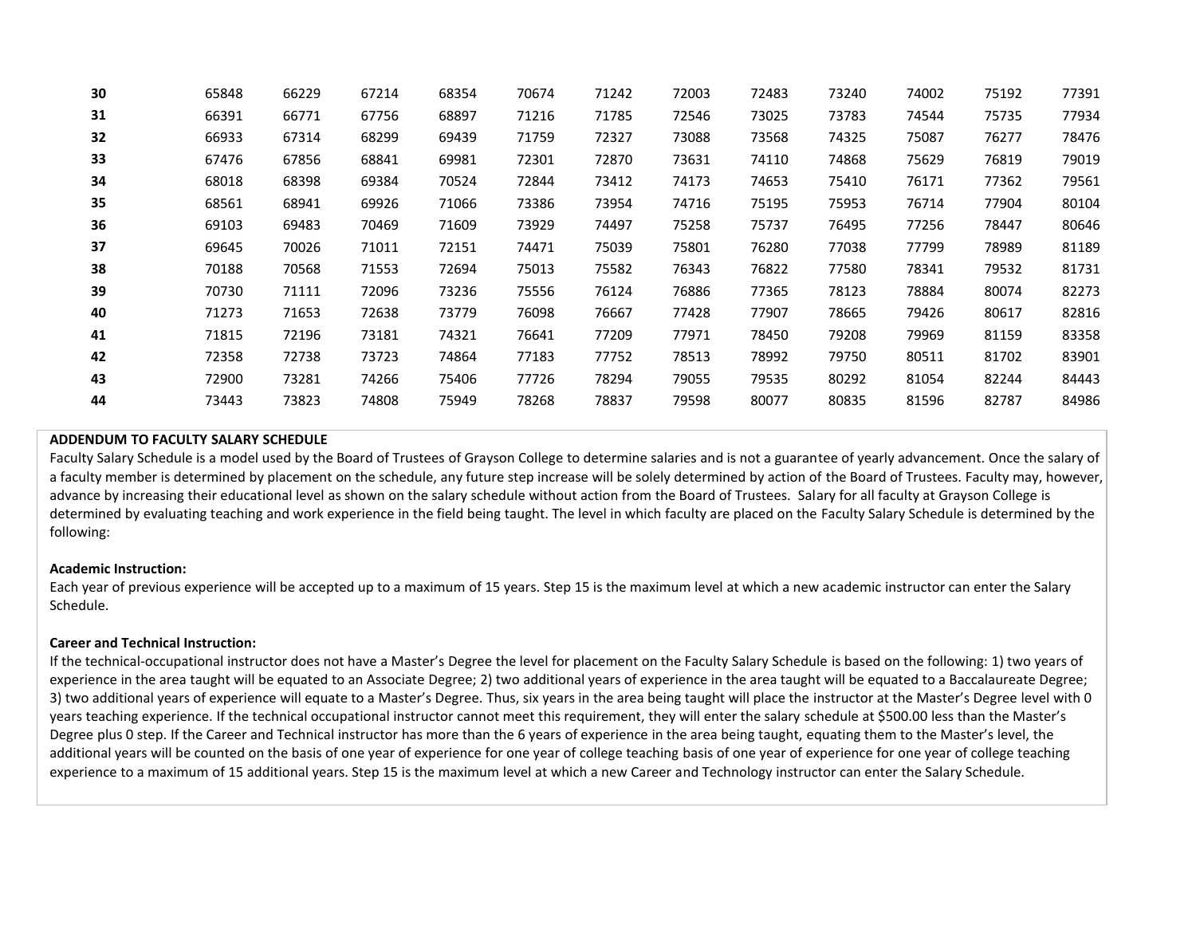| | | | | | | | | | | | | |
|---|---|---|---|---|---|---|---|---|---|---|---|---|
| **30** | 65848 | 66229 | 67214 | 68354 | 70674 | 71242 | 72003 | 72483 | 73240 | 74002 | 75192 | 77391 |
| **31** | 66391 | 66771 | 67756 | 68897 | 71216 | 71785 | 72546 | 73025 | 73783 | 74544 | 75735 | 77934 |
| **32** | 66933 | 67314 | 68299 | 69439 | 71759 | 72327 | 73088 | 73568 | 74325 | 75087 | 76277 | 78476 |
| **33** | 67476 | 67856 | 68841 | 69981 | 72301 | 72870 | 73631 | 74110 | 74868 | 75629 | 76819 | 79019 |
| **34** | 68018 | 68398 | 69384 | 70524 | 72844 | 73412 | 74173 | 74653 | 75410 | 76171 | 77362 | 79561 |
| **35** | 68561 | 68941 | 69926 | 71066 | 73386 | 73954 | 74716 | 75195 | 75953 | 76714 | 77904 | 80104 |
| **36** | 69103 | 69483 | 70469 | 71609 | 73929 | 74497 | 75258 | 75737 | 76495 | 77256 | 78447 | 80646 |
| **37** | 69645 | 70026 | 71011 | 72151 | 74471 | 75039 | 75801 | 76280 | 77038 | 77799 | 78989 | 81189 |
| **38** | 70188 | 70568 | 71553 | 72694 | 75013 | 75582 | 76343 | 76822 | 77580 | 78341 | 79532 | 81731 |
| **39** | 70730 | 71111 | 72096 | 73236 | 75556 | 76124 | 76886 | 77365 | 78123 | 78884 | 80074 | 82273 |
| **40** | 71273 | 71653 | 72638 | 73779 | 76098 | 76667 | 77428 | 77907 | 78665 | 79426 | 80617 | 82816 |
| **41** | 71815 | 72196 | 73181 | 74321 | 76641 | 77209 | 77971 | 78450 | 79208 | 79969 | 81159 | 83358 |
| **42** | 72358 | 72738 | 73723 | 74864 | 77183 | 77752 | 78513 | 78992 | 79750 | 80511 | 81702 | 83901 |
| **43** | 72900 | 73281 | 74266 | 75406 | 77726 | 78294 | 79055 | 79535 | 80292 | 81054 | 82244 | 84443 |
| **44** | 73443 | 73823 | 74808 | 75949 | 78268 | 78837 | 79598 | 80077 | 80835 | 81596 | 82787 | 84986 |

**ADDENDUM TO FACULTY SALARY SCHEDULE**

Faculty Salary Schedule is a model used by the Board of Trustees of Grayson College to determine salaries and is not a guarantee of yearly advancement. Once the salary of a faculty member is determined by placement on the schedule, any future step increase will be solely determined by action of the Board of Trustees. Faculty may, however, advance by increasing their educational level as shown on the salary schedule without action from the Board of Trustees. Salary for all faculty at Grayson College is determined by evaluating teaching and work experience in the field being taught. The level in which faculty are placed on the Faculty Salary Schedule is determined by the following:

**Academic Instruction:**

Each year of previous experience will be accepted up to a maximum of 15 years. Step 15 is the maximum level at which a new academic instructor can enter the Salary Schedule.

**Career and Technical Instruction:**

If the technical-occupational instructor does not have a Master's Degree the level for placement on the Faculty Salary Schedule is based on the following: 1) two years of experience in the area taught will be equated to an Associate Degree; 2) two additional years of experience in the area taught will be equated to a Baccalaureate Degree; 3) two additional years of experience will equate to a Master's Degree. Thus, six years in the area being taught will place the instructor at the Master's Degree level with 0 years teaching experience. If the technical occupational instructor cannot meet this requirement, they will enter the salary schedule at $500.00 less than the Master's Degree plus 0 step. If the Career and Technical instructor has more than the 6 years of experience in the area being taught, equating them to the Master's level, the additional years will be counted on the basis of one year of experience for one year of college teaching basis of one year of experience for one year of college teaching experience to a maximum of 15 additional years. Step 15 is the maximum level at which a new Career and Technology instructor can enter the Salary Schedule.